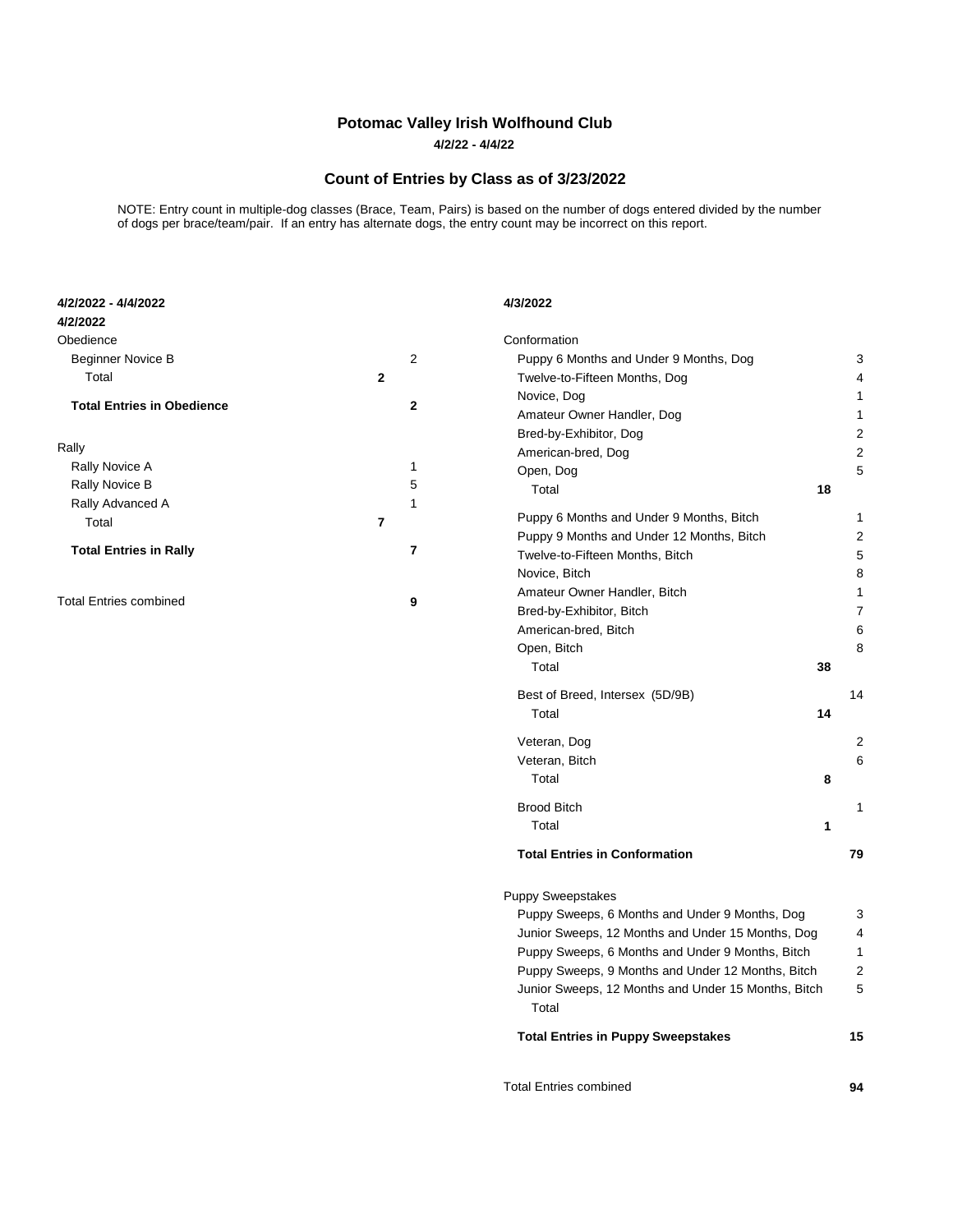**Potomac Valley Irish Wolfhound Club**

**4/2/22 - 4/4/22**

## Count of Entries by Class as of 3/23/2022

NOTE: Entry count in multiple-dog classes (Brace, Team, Pairs) is based on the number of dogs entered divided by the number of dogs per brace/team/pair. If an entry has alternate dogs, the entry count may be incorrect on this report.

**4/2/2022 - 4/4/2022**

**4/2/2022**

| Obedience | | |
|---|---|---|
| Beginner Novice B | | 2 |
| Total | **2** | |
| **Total Entries in Obedience** | | **2** |

| Rally | | |
|---|---|---|
| Rally Novice A | | 1 |
| Rally Novice B | | 5 |
| Rally Advanced A | | 1 |
| Total | **7** | |
| **Total Entries in Rally** | | **7** |

| Total Entries combined | | **9** |
|---|---|---|

**4/3/2022**

| Conformation | | |
|---|---|---|
| Puppy 6 Months and Under 9 Months, Dog | | 3 |
| Twelve-to-Fifteen Months, Dog | | 4 |
| Novice, Dog | | 1 |
| Amateur Owner Handler, Dog | | 1 |
| Bred-by-Exhibitor, Dog | | 2 |
| American-bred, Dog | | 2 |
| Open, Dog | | 5 |
| Total | **18** | |
| Puppy 6 Months and Under 9 Months, Bitch | | 1 |
| Puppy 9 Months and Under 12 Months, Bitch | | 2 |
| Twelve-to-Fifteen Months, Bitch | | 5 |
| Novice, Bitch | | 8 |
| Amateur Owner Handler, Bitch | | 1 |
| Bred-by-Exhibitor, Bitch | | 7 |
| American-bred, Bitch | | 6 |
| Open, Bitch | | 8 |
| Total | **38** | |
| Best of Breed, Intersex (5D/9B) | | 14 |
| Total | **14** | |
| Veteran, Dog | | 2 |
| Veteran, Bitch | | 6 |
| Total | **8** | |
| Brood Bitch | | 1 |
| Total | **1** | |
| **Total Entries in Conformation** | | **79** |

| Puppy Sweepstakes | | |
|---|---|---|
| Puppy Sweeps, 6 Months and Under 9 Months, Dog | | 3 |
| Junior Sweeps, 12 Months and Under 15 Months, Dog | | 4 |
| Puppy Sweeps, 6 Months and Under 9 Months, Bitch | | 1 |
| Puppy Sweeps, 9 Months and Under 12 Months, Bitch | | 2 |
| Junior Sweeps, 12 Months and Under 15 Months, Bitch | | 5 |
| Total | | |
| **Total Entries in Puppy Sweepstakes** | | **15** |

| Total Entries combined | | **94** |
|---|---|---|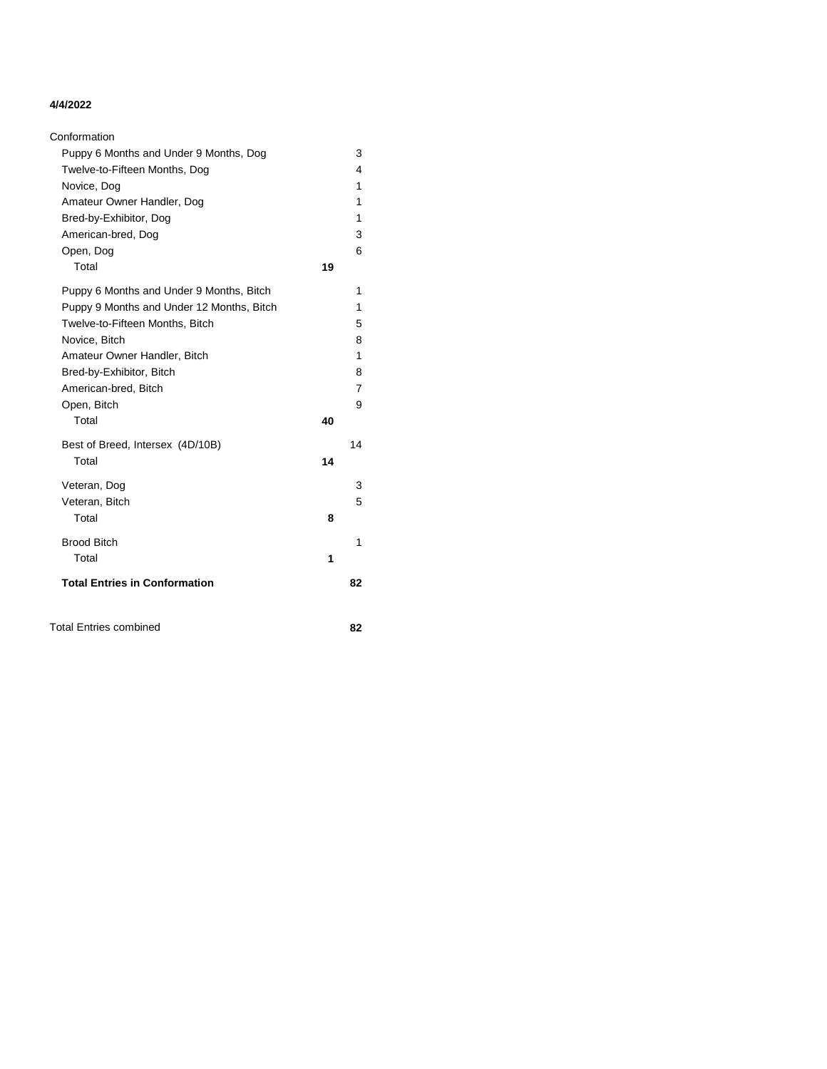**4/4/2022**

Conformation

| | | |
|---|---|---|
| Puppy 6 Months and Under 9 Months, Dog | | 3 |
| Twelve-to-Fifteen Months, Dog | | 4 |
| Novice, Dog | | 1 |
| Amateur Owner Handler, Dog | | 1 |
| Bred-by-Exhibitor, Dog | | 1 |
| American-bred, Dog | | 3 |
| Open, Dog | | 6 |
| Total | **19** | |
| Puppy 6 Months and Under 9 Months, Bitch | | 1 |
| Puppy 9 Months and Under 12 Months, Bitch | | 1 |
| Twelve-to-Fifteen Months, Bitch | | 5 |
| Novice, Bitch | | 8 |
| Amateur Owner Handler, Bitch | | 1 |
| Bred-by-Exhibitor, Bitch | | 8 |
| American-bred, Bitch | | 7 |
| Open, Bitch | | 9 |
| Total | **40** | |
| Best of Breed, Intersex (4D/10B) | | 14 |
| Total | **14** | |
| Veteran, Dog | | 3 |
| Veteran, Bitch | | 5 |
| Total | **8** | |
| Brood Bitch | | 1 |
| Total | **1** | |
| **Total Entries in Conformation** | | **82** |

| | |
|---|---|
| Total Entries combined | **82** |